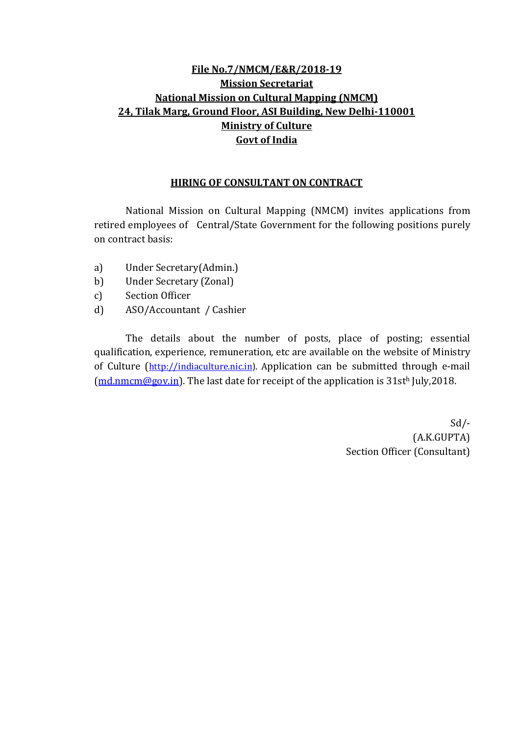**File No.7/NMCM/E&R/2018-19**
**Mission Secretariat**
**National Mission on Cultural Mapping (NMCM)**
**24, Tilak Marg, Ground Floor, ASI Building, New Delhi-110001**
**Ministry of Culture**
**Govt of India**

## HIRING OF CONSULTANT ON CONTRACT

National Mission on Cultural Mapping (NMCM) invites applications from retired employees of Central/State Government for the following positions purely on contract basis:

a) Under Secretary(Admin.)
b) Under Secretary (Zonal)
c) Section Officer
d) ASO/Accountant / Cashier

The details about the number of posts, place of posting; essential qualification, experience, remuneration, etc are available on the website of Ministry of Culture (http://indiaculture.nic.in). Application can be submitted through e-mail (md.nmcm@gov.in). The last date for receipt of the application is 31sth July,2018.

Sd/-
(A.K.GUPTA)
Section Officer (Consultant)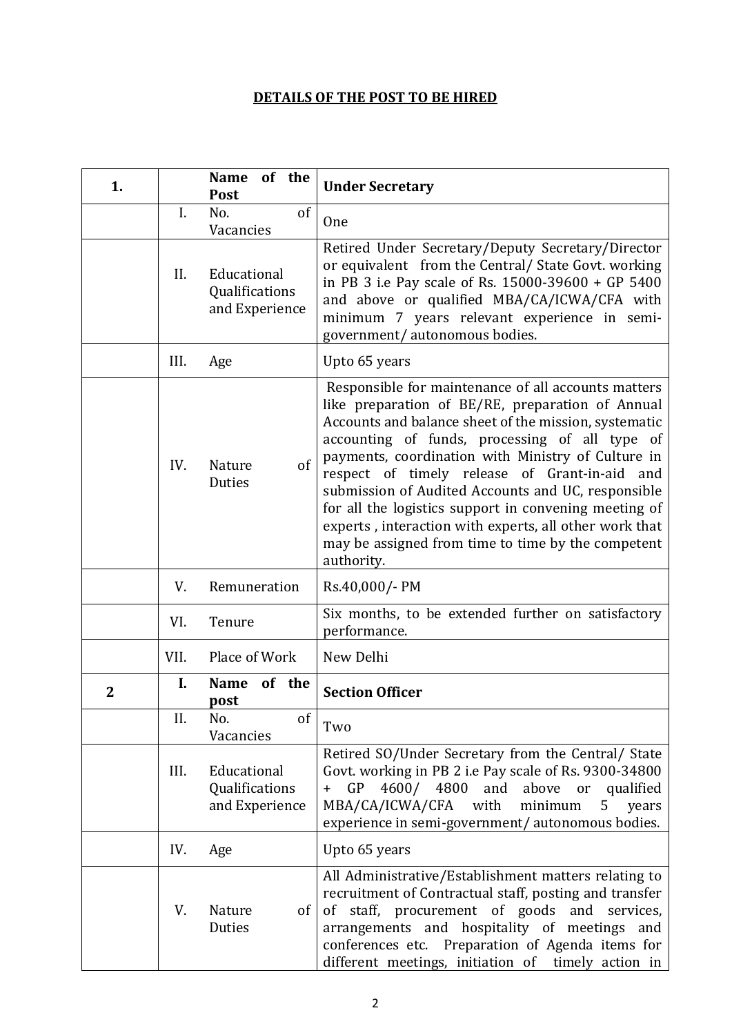## DETAILS OF THE POST TO BE HIRED

| | | | |
|---|---|---|---|
| **1.** | | **Name of the Post** | **Under Secretary** |
| | I. | No. of Vacancies | One |
| | II. | Educational Qualifications and Experience | Retired Under Secretary/Deputy Secretary/Director or equivalent from the Central/ State Govt. working in PB 3 i.e Pay scale of Rs. 15000-39600 + GP 5400 and above or qualified MBA/CA/ICWA/CFA with minimum 7 years relevant experience in semi-government/ autonomous bodies. |
| | III. | Age | Upto 65 years |
| | IV. | Nature of Duties | Responsible for maintenance of all accounts matters like preparation of BE/RE, preparation of Annual Accounts and balance sheet of the mission, systematic accounting of funds, processing of all type of payments, coordination with Ministry of Culture in respect of timely release of Grant-in-aid and submission of Audited Accounts and UC, responsible for all the logistics support in convening meeting of experts , interaction with experts, all other work that may be assigned from time to time by the competent authority. |
| | V. | Remuneration | Rs.40,000/- PM |
| | VI. | Tenure | Six months, to be extended further on satisfactory performance. |
| | VII. | Place of Work | New Delhi |
| **2** | **I.** | **Name of the post** | **Section Officer** |
| | II. | No. of Vacancies | Two |
| | III. | Educational Qualifications and Experience | Retired SO/Under Secretary from the Central/ State Govt. working in PB 2 i.e Pay scale of Rs. 9300-34800 + GP 4600/ 4800 and above or qualified MBA/CA/ICWA/CFA with minimum 5 years experience in semi-government/ autonomous bodies. |
| | IV. | Age | Upto 65 years |
| | V. | Nature of Duties | All Administrative/Establishment matters relating to recruitment of Contractual staff, posting and transfer of staff, procurement of goods and services, arrangements and hospitality of meetings and conferences etc. Preparation of Agenda items for different meetings, initiation of timely action in |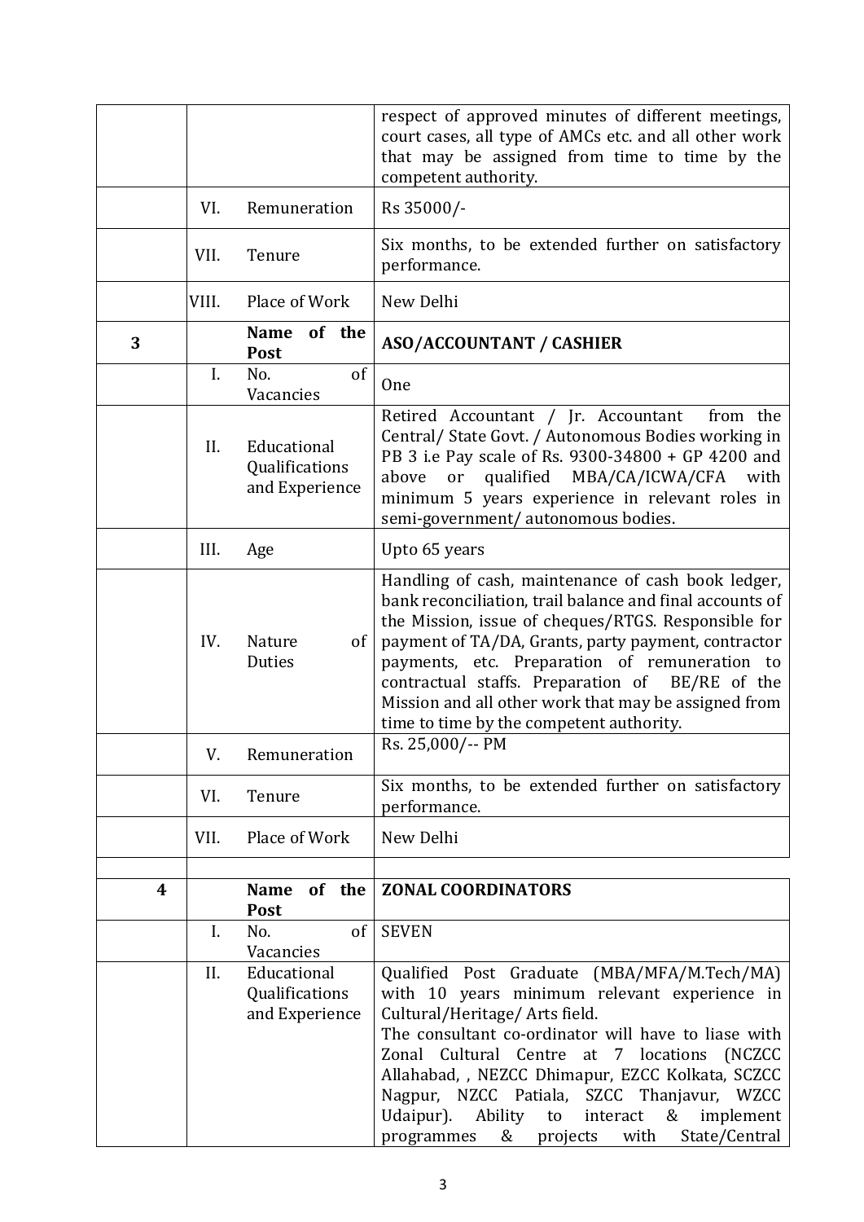| | | | |
|---|---|---|---|
| | | | respect of approved minutes of different meetings, court cases, all type of AMCs etc. and all other work that may be assigned from time to time by the competent authority. |
| | VI. | Remuneration | Rs 35000/- |
| | VII. | Tenure | Six months, to be extended further on satisfactory performance. |
| | VIII. | Place of Work | New Delhi |
| **3** | | **Name of the Post** | **ASO/ACCOUNTANT / CASHIER** |
| | I. | No. of Vacancies | One |
| | II. | Educational Qualifications and Experience | Retired Accountant / Jr. Accountant from the Central/ State Govt. / Autonomous Bodies working in PB 3 i.e Pay scale of Rs. 9300-34800 + GP 4200 and above or qualified MBA/CA/ICWA/CFA with minimum 5 years experience in relevant roles in semi-government/ autonomous bodies. |
| | III. | Age | Upto 65 years |
| | IV. | Nature of Duties | Handling of cash, maintenance of cash book ledger, bank reconciliation, trail balance and final accounts of the Mission, issue of cheques/RTGS. Responsible for payment of TA/DA, Grants, party payment, contractor payments, etc. Preparation of remuneration to contractual staffs. Preparation of BE/RE of the Mission and all other work that may be assigned from time to time by the competent authority. |
| | V. | Remuneration | Rs. 25,000/-- PM |
| | VI. | Tenure | Six months, to be extended further on satisfactory performance. |
| | VII. | Place of Work | New Delhi |

| | | | |
|---|---|---|---|
| **4** | | **Name of the Post** | **ZONAL COORDINATORS** |
| | I. | No. of Vacancies | SEVEN |
| | II. | Educational Qualifications and Experience | Qualified Post Graduate (MBA/MFA/M.Tech/MA) with 10 years minimum relevant experience in Cultural/Heritage/ Arts field.<br>The consultant co-ordinator will have to liase with Zonal Cultural Centre at 7 locations (NCZCC Allahabad, , NEZCC Dhimapur, EZCC Kolkata, SCZCC Nagpur, NZCC Patiala, SZCC Thanjavur, WZCC Udaipur). Ability to interact & implement programmes & projects with State/Central |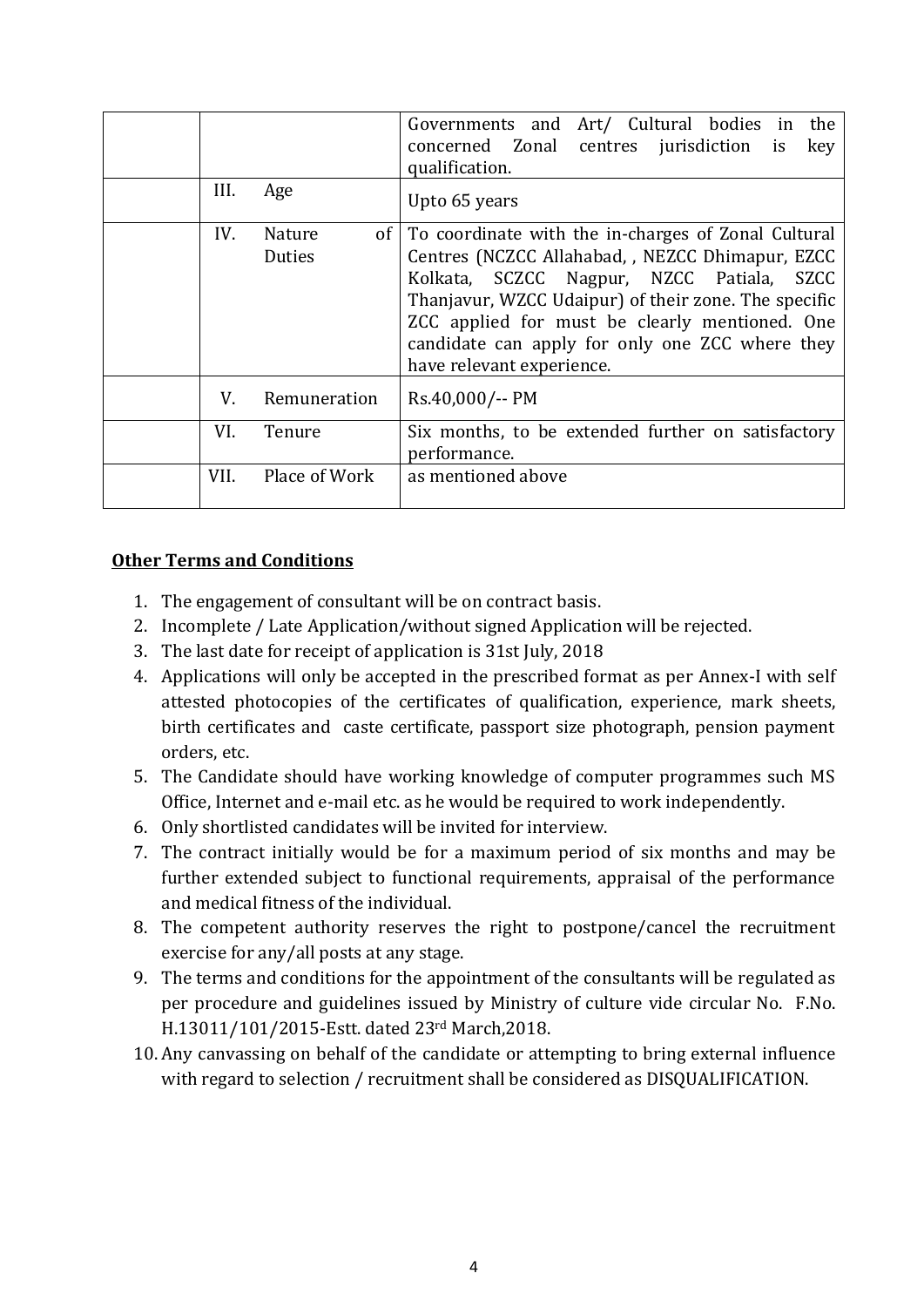| | | |
|---|---|---|
| | | Governments and Art/ Cultural bodies in the concerned Zonal centres jurisdiction is key qualification. |
| | III. Age | Upto 65 years |
| | IV. Nature of Duties | To coordinate with the in-charges of Zonal Cultural Centres (NCZCC Allahabad, , NEZCC Dhimapur, EZCC Kolkata, SCZCC Nagpur, NZCC Patiala, SZCC Thanjavur, WZCC Udaipur) of their zone. The specific ZCC applied for must be clearly mentioned. One candidate can apply for only one ZCC where they have relevant experience. |
| | V. Remuneration | Rs.40,000/-- PM |
| | VI. Tenure | Six months, to be extended further on satisfactory performance. |
| | VII. Place of Work | as mentioned above |

**Other Terms and Conditions**

1. The engagement of consultant will be on contract basis.
2. Incomplete / Late Application/without signed Application will be rejected.
3. The last date for receipt of application is 31st July, 2018
4. Applications will only be accepted in the prescribed format as per Annex-I with self attested photocopies of the certificates of qualification, experience, mark sheets, birth certificates and caste certificate, passport size photograph, pension payment orders, etc.
5. The Candidate should have working knowledge of computer programmes such MS Office, Internet and e-mail etc. as he would be required to work independently.
6. Only shortlisted candidates will be invited for interview.
7. The contract initially would be for a maximum period of six months and may be further extended subject to functional requirements, appraisal of the performance and medical fitness of the individual.
8. The competent authority reserves the right to postpone/cancel the recruitment exercise for any/all posts at any stage.
9. The terms and conditions for the appointment of the consultants will be regulated as per procedure and guidelines issued by Ministry of culture vide circular No. F.No. H.13011/101/2015-Estt. dated 23rd March,2018.
10. Any canvassing on behalf of the candidate or attempting to bring external influence with regard to selection / recruitment shall be considered as DISQUALIFICATION.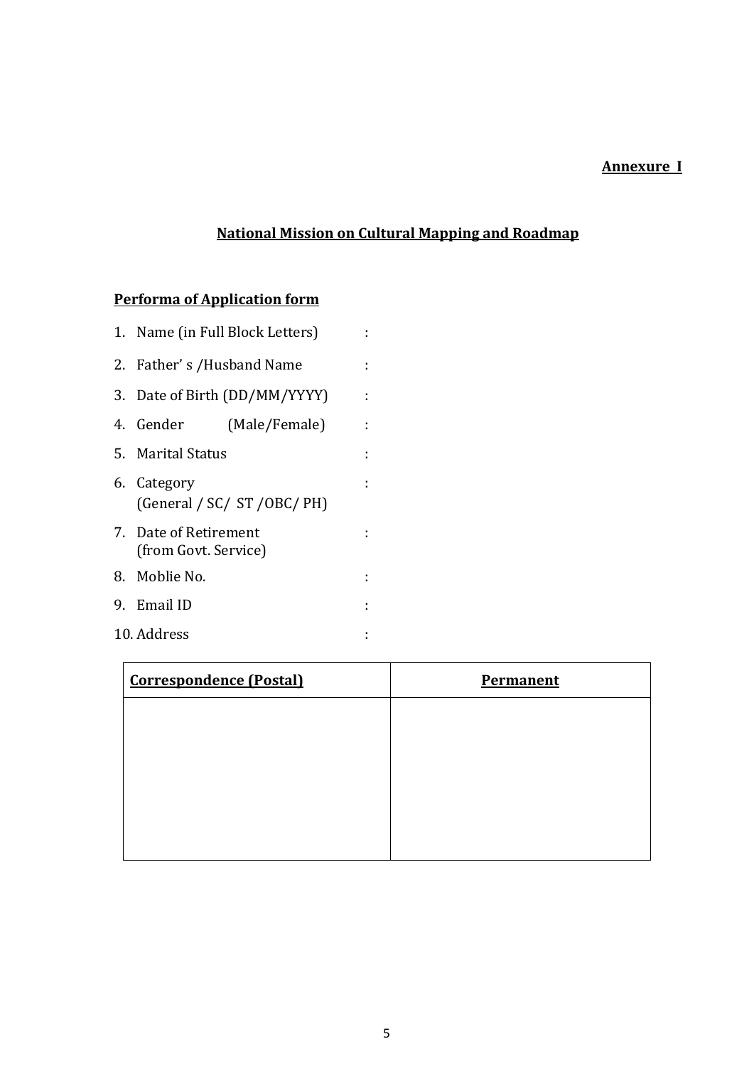**Annexure I**

## National Mission on Cultural Mapping and Roadmap

### Performa of Application form

1. Name (in Full Block Letters) :
2. Father' s /Husband Name :
3. Date of Birth (DD/MM/YYYY) :
4. Gender (Male/Female) :
5. Marital Status :
6. Category (General / SC/ ST /OBC/ PH) :
7. Date of Retirement (from Govt. Service) :
8. Moblie No. :
9. Email ID :
10. Address :

| Correspondence (Postal) | Permanent |
|---|---|
| | |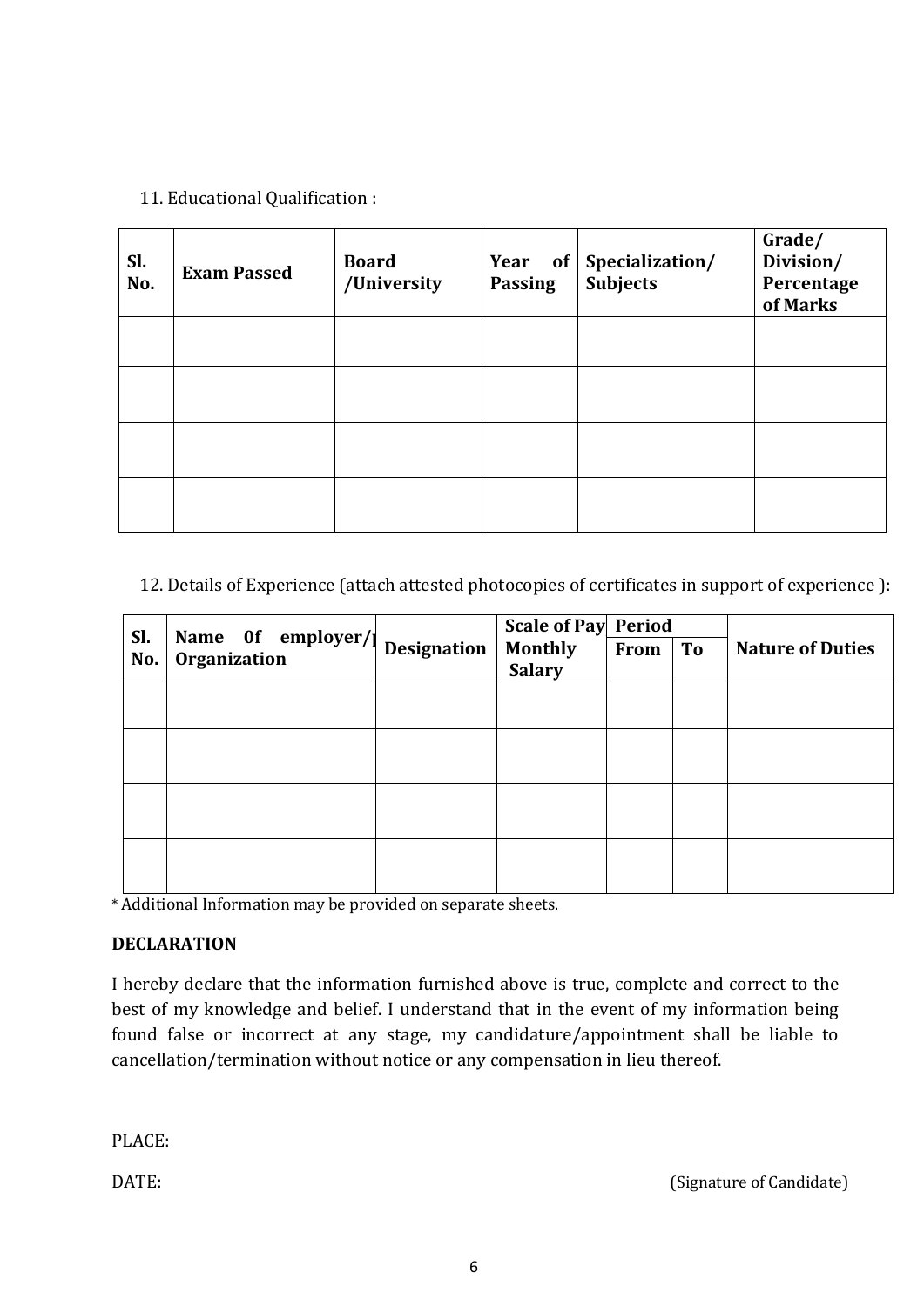11. Educational Qualification :

| Sl. No. | Exam Passed | Board /University | Year of Passing | Specialization/ Subjects | Grade/ Division/ Percentage of Marks |
|---|---|---|---|---|---|
| | | | | | |
| | | | | | |
| | | | | | |
| | | | | | |

12. Details of Experience (attach attested photocopies of certificates in support of experience ):

| Sl. No. | Name 0f employer/ Organization | Designation | Scale of Pay Monthly Salary | Period | | Nature of Duties |
|---|---|---|---|---|---|---|
| | | | | From | To | |
| | | | | | | |
| | | | | | | |
| | | | | | | |
| | | | | | | |

* Additional Information may be provided on separate sheets.

**DECLARATION**

I hereby declare that the information furnished above is true, complete and correct to the best of my knowledge and belief. I understand that in the event of my information being found false or incorrect at any stage, my candidature/appointment shall be liable to cancellation/termination without notice or any compensation in lieu thereof.

PLACE:

DATE: (Signature of Candidate)